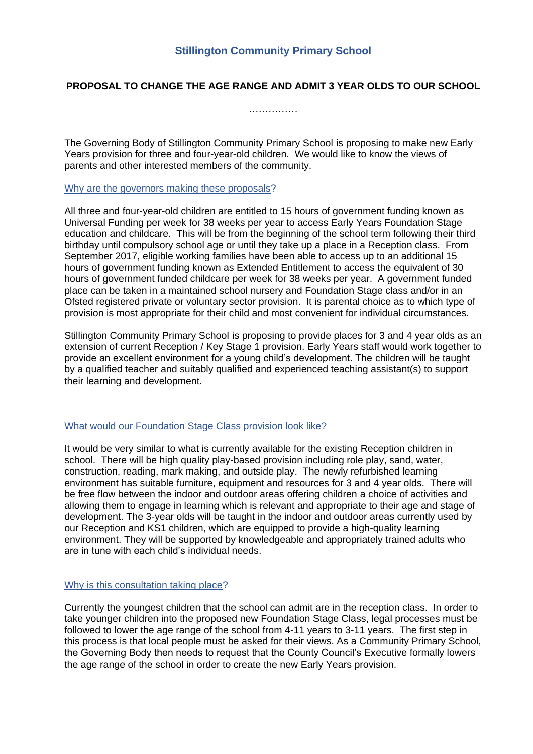## Stillington Community Primary School

### PROPOSAL TO CHANGE THE AGE RANGE AND ADMIT 3 YEAR OLDS TO OUR SCHOOL

……………

The Governing Body of Stillington Community Primary School is proposing to make new Early Years provision for three and four-year-old children. We would like to know the views of parents and other interested members of the community.

#### Why are the governors making these proposals?

All three and four-year-old children are entitled to 15 hours of government funding known as Universal Funding per week for 38 weeks per year to access Early Years Foundation Stage education and childcare. This will be from the beginning of the school term following their third birthday until compulsory school age or until they take up a place in a Reception class. From September 2017, eligible working families have been able to access up to an additional 15 hours of government funding known as Extended Entitlement to access the equivalent of 30 hours of government funded childcare per week for 38 weeks per year. A government funded place can be taken in a maintained school nursery and Foundation Stage class and/or in an Ofsted registered private or voluntary sector provision. It is parental choice as to which type of provision is most appropriate for their child and most convenient for individual circumstances.

Stillington Community Primary School is proposing to provide places for 3 and 4 year olds as an extension of current Reception / Key Stage 1 provision. Early Years staff would work together to provide an excellent environment for a young child's development. The children will be taught by a qualified teacher and suitably qualified and experienced teaching assistant(s) to support their learning and development.

#### What would our Foundation Stage Class provision look like?

It would be very similar to what is currently available for the existing Reception children in school. There will be high quality play-based provision including role play, sand, water, construction, reading, mark making, and outside play. The newly refurbished learning environment has suitable furniture, equipment and resources for 3 and 4 year olds. There will be free flow between the indoor and outdoor areas offering children a choice of activities and allowing them to engage in learning which is relevant and appropriate to their age and stage of development. The 3-year olds will be taught in the indoor and outdoor areas currently used by our Reception and KS1 children, which are equipped to provide a high-quality learning environment. They will be supported by knowledgeable and appropriately trained adults who are in tune with each child's individual needs.

#### Why is this consultation taking place?

Currently the youngest children that the school can admit are in the reception class. In order to take younger children into the proposed new Foundation Stage Class, legal processes must be followed to lower the age range of the school from 4-11 years to 3-11 years. The first step in this process is that local people must be asked for their views. As a Community Primary School, the Governing Body then needs to request that the County Council's Executive formally lowers the age range of the school in order to create the new Early Years provision.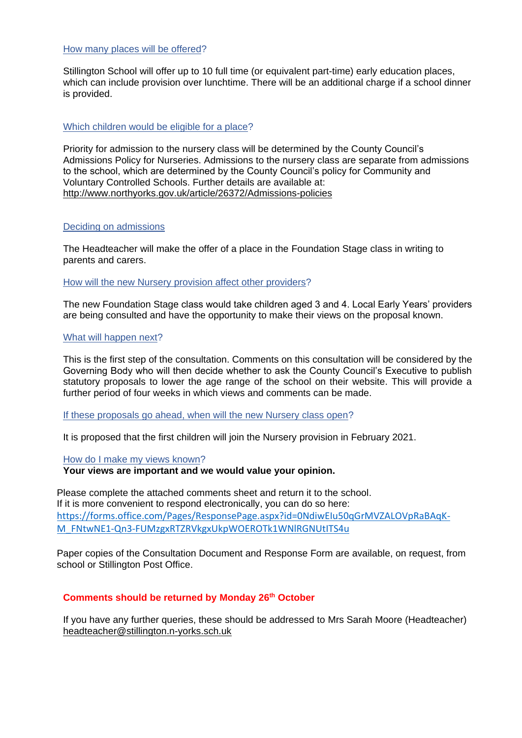### How many places will be offered?

Stillington School will offer up to 10 full time (or equivalent part-time) early education places, which can include provision over lunchtime. There will be an additional charge if a school dinner is provided.

### Which children would be eligible for a place?

Priority for admission to the nursery class will be determined by the County Council's Admissions Policy for Nurseries. Admissions to the nursery class are separate from admissions to the school, which are determined by the County Council's policy for Community and Voluntary Controlled Schools. Further details are available at: http://www.northyorks.gov.uk/article/26372/Admissions-policies

### Deciding on admissions

The Headteacher will make the offer of a place in the Foundation Stage class in writing to parents and carers.

### How will the new Nursery provision affect other providers?

The new Foundation Stage class would take children aged 3 and 4. Local Early Years' providers are being consulted and have the opportunity to make their views on the proposal known.

### What will happen next?

This is the first step of the consultation. Comments on this consultation will be considered by the Governing Body who will then decide whether to ask the County Council's Executive to publish statutory proposals to lower the age range of the school on their website. This will provide a further period of four weeks in which views and comments can be made.

### If these proposals go ahead, when will the new Nursery class open?

It is proposed that the first children will join the Nursery provision in February 2021.

### How do I make my views known?

**Your views are important and we would value your opinion.**

Please complete the attached comments sheet and return it to the school.
If it is more convenient to respond electronically, you can do so here:
https://forms.office.com/Pages/ResponsePage.aspx?id=0NdiwEIu50qGrMVZALOVpRaBAqK-M_FNtwNE1-Qn3-FUMzgxRTZRVkgxUkpWOEROTk1WNlRGNUtITS4u

Paper copies of the Consultation Document and Response Form are available, on request, from school or Stillington Post Office.

**Comments should be returned by Monday 26th October**

If you have any further queries, these should be addressed to Mrs Sarah Moore (Headteacher) headteacher@stillington.n-yorks.sch.uk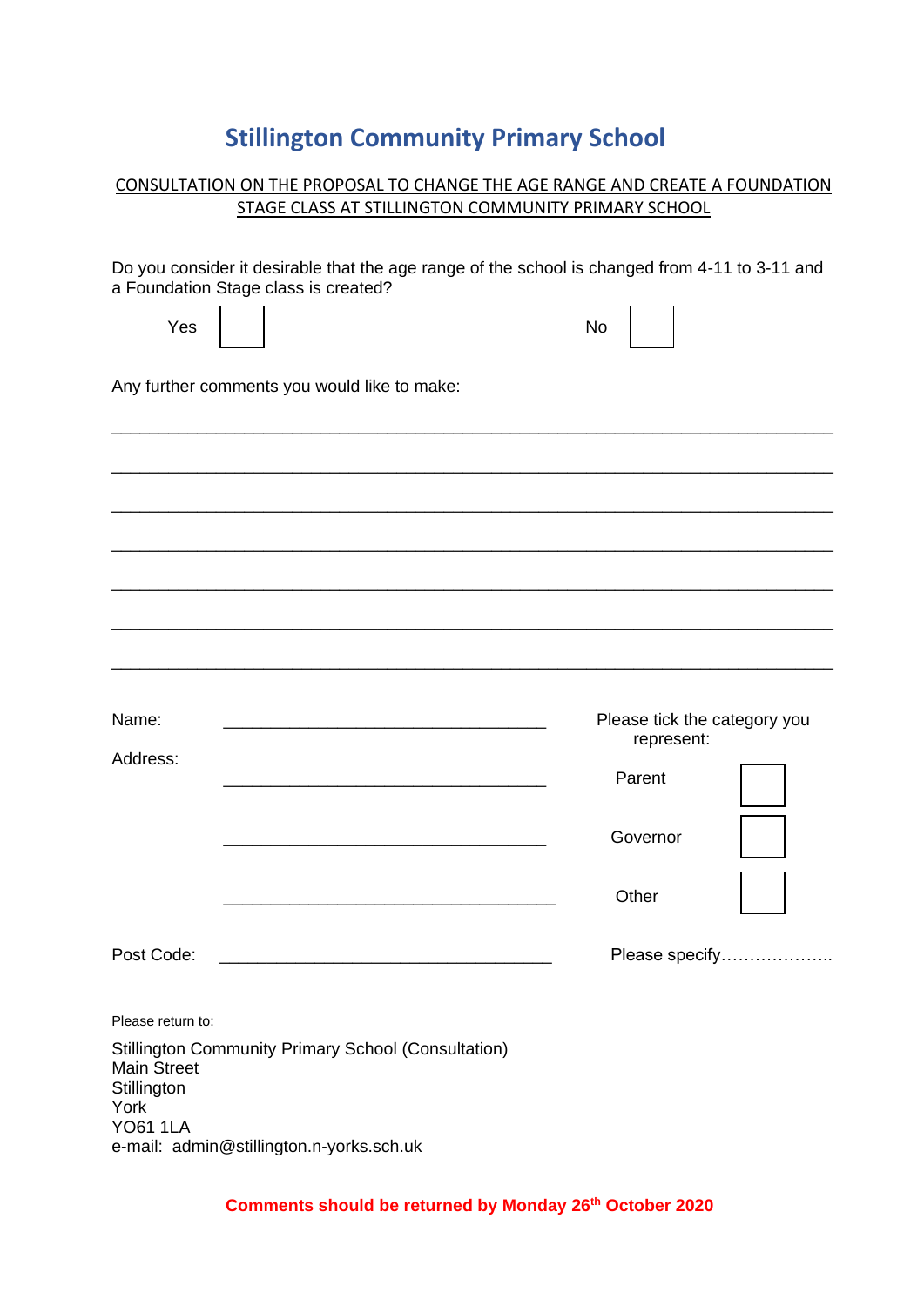# Stillington Community Primary School

CONSULTATION ON THE PROPOSAL TO CHANGE THE AGE RANGE AND CREATE A FOUNDATION STAGE CLASS AT STILLINGTON COMMUNITY PRIMARY SCHOOL

Do you consider it desirable that the age range of the school is changed from 4-11 to 3-11 and a Foundation Stage class is created?

Yes ☐ No ☐

Any further comments you would like to make:

\_\_\_\_\_\_\_\_\_\_\_\_\_\_\_\_\_\_\_\_\_\_\_\_\_\_\_\_\_\_\_\_\_\_\_\_\_\_\_\_\_\_\_\_\_\_\_\_\_\_\_\_\_\_\_\_\_\_\_\_\_\_\_\_\_\_\_\_\_\_\_\_

\_\_\_\_\_\_\_\_\_\_\_\_\_\_\_\_\_\_\_\_\_\_\_\_\_\_\_\_\_\_\_\_\_\_\_\_\_\_\_\_\_\_\_\_\_\_\_\_\_\_\_\_\_\_\_\_\_\_\_\_\_\_\_\_\_\_\_\_\_\_\_\_

\_\_\_\_\_\_\_\_\_\_\_\_\_\_\_\_\_\_\_\_\_\_\_\_\_\_\_\_\_\_\_\_\_\_\_\_\_\_\_\_\_\_\_\_\_\_\_\_\_\_\_\_\_\_\_\_\_\_\_\_\_\_\_\_\_\_\_\_\_\_\_\_

\_\_\_\_\_\_\_\_\_\_\_\_\_\_\_\_\_\_\_\_\_\_\_\_\_\_\_\_\_\_\_\_\_\_\_\_\_\_\_\_\_\_\_\_\_\_\_\_\_\_\_\_\_\_\_\_\_\_\_\_\_\_\_\_\_\_\_\_\_\_\_\_

\_\_\_\_\_\_\_\_\_\_\_\_\_\_\_\_\_\_\_\_\_\_\_\_\_\_\_\_\_\_\_\_\_\_\_\_\_\_\_\_\_\_\_\_\_\_\_\_\_\_\_\_\_\_\_\_\_\_\_\_\_\_\_\_\_\_\_\_\_\_\_\_

\_\_\_\_\_\_\_\_\_\_\_\_\_\_\_\_\_\_\_\_\_\_\_\_\_\_\_\_\_\_\_\_\_\_\_\_\_\_\_\_\_\_\_\_\_\_\_\_\_\_\_\_\_\_\_\_\_\_\_\_\_\_\_\_\_\_\_\_\_\_\_\_

\_\_\_\_\_\_\_\_\_\_\_\_\_\_\_\_\_\_\_\_\_\_\_\_\_\_\_\_\_\_\_\_\_\_\_\_\_\_\_\_\_\_\_\_\_\_\_\_\_\_\_\_\_\_\_\_\_\_\_\_\_\_\_\_\_\_\_\_\_\_\_\_

Name: \_\_\_\_\_\_\_\_\_\_\_\_\_\_\_\_\_\_\_\_\_\_\_\_\_\_\_\_\_\_\_\_\_\_\_

Address: \_\_\_\_\_\_\_\_\_\_\_\_\_\_\_\_\_\_\_\_\_\_\_\_\_\_\_\_\_\_\_\_\_\_\_

\_\_\_\_\_\_\_\_\_\_\_\_\_\_\_\_\_\_\_\_\_\_\_\_\_\_\_\_\_\_\_\_\_\_\_

\_\_\_\_\_\_\_\_\_\_\_\_\_\_\_\_\_\_\_\_\_\_\_\_\_\_\_\_\_\_\_\_\_\_\_

Post Code: \_\_\_\_\_\_\_\_\_\_\_\_\_\_\_\_\_\_\_\_\_\_\_\_\_\_\_\_\_\_\_\_\_\_\_

Please tick the category you represent:

Parent ☐

Governor ☐

Other ☐

Please specify………………..

Please return to:

Stillington Community Primary School (Consultation)
Main Street
Stillington
York
YO61 1LA
e-mail: admin@stillington.n-yorks.sch.uk

**Comments should be returned by Monday 26th October 2020**